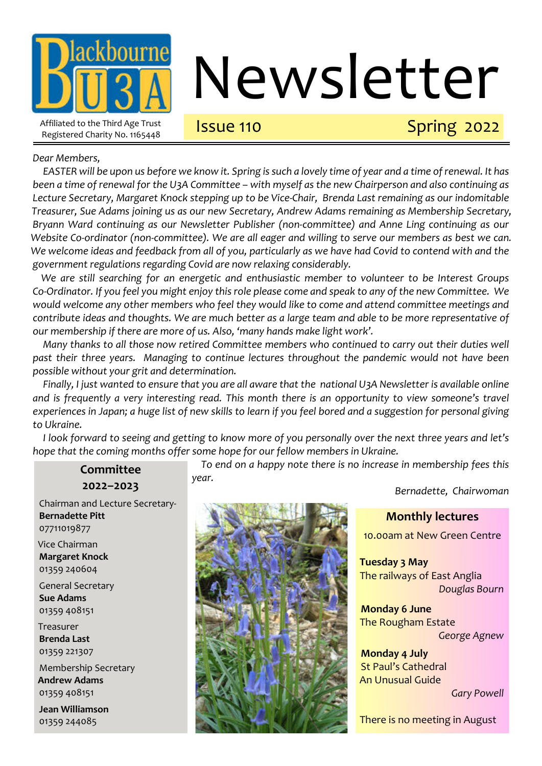Blackbourne U3A

Affiliated to the Third Age Trust
Registered Charity No. 1165448

# Newsletter

Issue 110 — Spring 2022

*Dear Members,*

*EASTER will be upon us before we know it. Spring is such a lovely time of year and a time of renewal. It has been a time of renewal for the U3A Committee – with myself as the new Chairperson and also continuing as Lecture Secretary, Margaret Knock stepping up to be Vice-Chair, Brenda Last remaining as our indomitable Treasurer, Sue Adams joining us as our new Secretary, Andrew Adams remaining as Membership Secretary, Bryann Ward continuing as our Newsletter Publisher (non-committee) and Anne Ling continuing as our Website Co-ordinator (non-committee). We are all eager and willing to serve our members as best we can. We welcome ideas and feedback from all of you, particularly as we have had Covid to contend with and the government regulations regarding Covid are now relaxing considerably.*

*We are still searching for an energetic and enthusiastic member to volunteer to be Interest Groups Co-Ordinator. If you feel you might enjoy this role please come and speak to any of the new Committee. We would welcome any other members who feel they would like to come and attend committee meetings and contribute ideas and thoughts. We are much better as a large team and able to be more representative of our membership if there are more of us. Also, 'many hands make light work'.*

*Many thanks to all those now retired Committee members who continued to carry out their duties well past their three years. Managing to continue lectures throughout the pandemic would not have been possible without your grit and determination.*

*Finally, I just wanted to ensure that you are all aware that the national U3A Newsletter is available online and is frequently a very interesting read. This month there is an opportunity to view someone's travel experiences in Japan; a huge list of new skills to learn if you feel bored and a suggestion for personal giving to Ukraine.*

*I look forward to seeing and getting to know more of you personally over the next three years and let's hope that the coming months offer some hope for our fellow members in Ukraine.*

*To end on a happy note there is no increase in membership fees this year.*

*Bernadette, Chairwoman*

## Committee 2022–2023

Chairman and Lecture Secretary-
**Bernadette Pitt**
07711019877

Vice Chairman
**Margaret Knock**
01359 240604

General Secretary
**Sue Adams**
01359 408151

Treasurer
**Brenda Last**
01359 221307

Membership Secretary
**Andrew Adams**
01359 408151

**Jean Williamson**
01359 244085

## Monthly lectures

10.00am at New Green Centre

**Tuesday 3 May**
The railways of East Anglia
*Douglas Bourn*

**Monday 6 June**
The Rougham Estate
*George Agnew*

**Monday 4 July**
St Paul's Cathedral
An Unusual Guide
*Gary Powell*

There is no meeting in August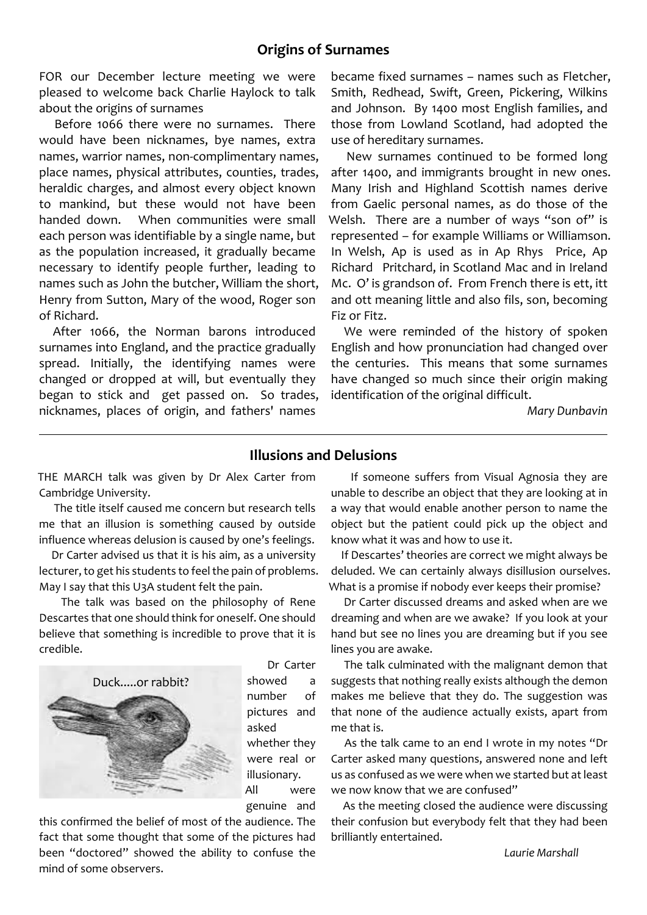## Origins of Surnames

FOR our December lecture meeting we were pleased to welcome back Charlie Haylock to talk about the origins of surnames

Before 1066 there were no surnames. There would have been nicknames, bye names, extra names, warrior names, non-complimentary names, place names, physical attributes, counties, trades, heraldic charges, and almost every object known to mankind, but these would not have been handed down. When communities were small each person was identifiable by a single name, but as the population increased, it gradually became necessary to identify people further, leading to names such as John the butcher, William the short, Henry from Sutton, Mary of the wood, Roger son of Richard.

After 1066, the Norman barons introduced surnames into England, and the practice gradually spread. Initially, the identifying names were changed or dropped at will, but eventually they began to stick and get passed on. So trades, nicknames, places of origin, and fathers' names became fixed surnames – names such as Fletcher, Smith, Redhead, Swift, Green, Pickering, Wilkins and Johnson. By 1400 most English families, and those from Lowland Scotland, had adopted the use of hereditary surnames.

New surnames continued to be formed long after 1400, and immigrants brought in new ones. Many Irish and Highland Scottish names derive from Gaelic personal names, as do those of the Welsh. There are a number of ways "son of" is represented – for example Williams or Williamson. In Welsh, Ap is used as in Ap Rhys Price, Ap Richard Pritchard, in Scotland Mac and in Ireland Mc. O' is grandson of. From French there is ett, itt and ott meaning little and also fils, son, becoming Fiz or Fitz.

We were reminded of the history of spoken English and how pronunciation had changed over the centuries. This means that some surnames have changed so much since their origin making identification of the original difficult.

*Mary Dunbavin*

---

## Illusions and Delusions

THE MARCH talk was given by Dr Alex Carter from Cambridge University.

The title itself caused me concern but research tells me that an illusion is something caused by outside influence whereas delusion is caused by one's feelings.

Dr Carter advised us that it is his aim, as a university lecturer, to get his students to feel the pain of problems. May I say that this U3A student felt the pain.

The talk was based on the philosophy of Rene Descartes that one should think for oneself. One should believe that something is incredible to prove that it is credible.

Duck.....or rabbit?

Dr Carter showed a number of pictures and asked whether they were real or illusionary. All were genuine and this confirmed the belief of most of the audience. The fact that some thought that some of the pictures had been "doctored" showed the ability to confuse the mind of some observers.

If someone suffers from Visual Agnosia they are unable to describe an object that they are looking at in a way that would enable another person to name the object but the patient could pick up the object and know what it was and how to use it.

If Descartes' theories are correct we might always be deluded. We can certainly always disillusion ourselves. What is a promise if nobody ever keeps their promise?

Dr Carter discussed dreams and asked when are we dreaming and when are we awake? If you look at your hand but see no lines you are dreaming but if you see lines you are awake.

The talk culminated with the malignant demon that suggests that nothing really exists although the demon makes me believe that they do. The suggestion was that none of the audience actually exists, apart from me that is.

As the talk came to an end I wrote in my notes "Dr Carter asked many questions, answered none and left us as confused as we were when we started but at least we now know that we are confused"

As the meeting closed the audience were discussing their confusion but everybody felt that they had been brilliantly entertained.

*Laurie Marshall*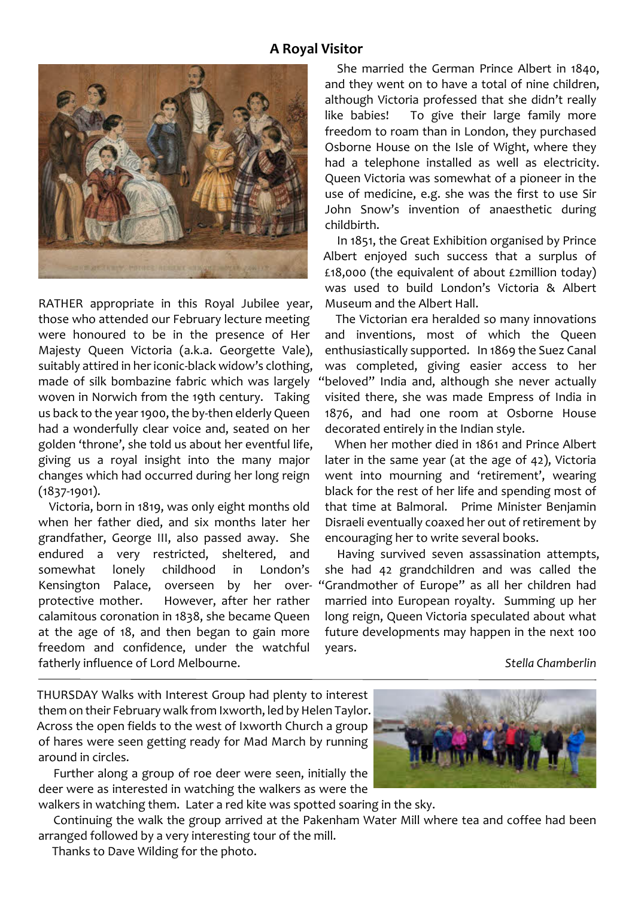## A Royal Visitor

RATHER appropriate in this Royal Jubilee year, those who attended our February lecture meeting were honoured to be in the presence of Her Majesty Queen Victoria (a.k.a. Georgette Vale), suitably attired in her iconic-black widow's clothing, made of silk bombazine fabric which was largely woven in Norwich from the 19th century. Taking us back to the year 1900, the by-then elderly Queen had a wonderfully clear voice and, seated on her golden 'throne', she told us about her eventful life, giving us a royal insight into the many major changes which had occurred during her long reign (1837-1901).

Victoria, born in 1819, was only eight months old when her father died, and six months later her grandfather, George III, also passed away. She endured a very restricted, sheltered, and somewhat lonely childhood in London's Kensington Palace, overseen by her over-protective mother. However, after her rather calamitous coronation in 1838, she became Queen at the age of 18, and then began to gain more freedom and confidence, under the watchful fatherly influence of Lord Melbourne.

She married the German Prince Albert in 1840, and they went on to have a total of nine children, although Victoria professed that she didn't really like babies! To give their large family more freedom to roam than in London, they purchased Osborne House on the Isle of Wight, where they had a telephone installed as well as electricity. Queen Victoria was somewhat of a pioneer in the use of medicine, e.g. she was the first to use Sir John Snow's invention of anaesthetic during childbirth.

In 1851, the Great Exhibition organised by Prince Albert enjoyed such success that a surplus of £18,000 (the equivalent of about £2million today) was used to build London's Victoria & Albert Museum and the Albert Hall.

The Victorian era heralded so many innovations and inventions, most of which the Queen enthusiastically supported. In 1869 the Suez Canal was completed, giving easier access to her "beloved" India and, although she never actually visited there, she was made Empress of India in 1876, and had one room at Osborne House decorated entirely in the Indian style.

When her mother died in 1861 and Prince Albert later in the same year (at the age of 42), Victoria went into mourning and 'retirement', wearing black for the rest of her life and spending most of that time at Balmoral. Prime Minister Benjamin Disraeli eventually coaxed her out of retirement by encouraging her to write several books.

Having survived seven assassination attempts, she had 42 grandchildren and was called the "Grandmother of Europe" as all her children had married into European royalty. Summing up her long reign, Queen Victoria speculated about what future developments may happen in the next 100 years.

*Stella Chamberlin*

---

THURSDAY Walks with Interest Group had plenty to interest them on their February walk from Ixworth, led by Helen Taylor. Across the open fields to the west of Ixworth Church a group of hares were seen getting ready for Mad March by running around in circles.

Further along a group of roe deer were seen, initially the deer were as interested in watching the walkers as were the walkers in watching them. Later a red kite was spotted soaring in the sky.

Continuing the walk the group arrived at the Pakenham Water Mill where tea and coffee had been arranged followed by a very interesting tour of the mill.

Thanks to Dave Wilding for the photo.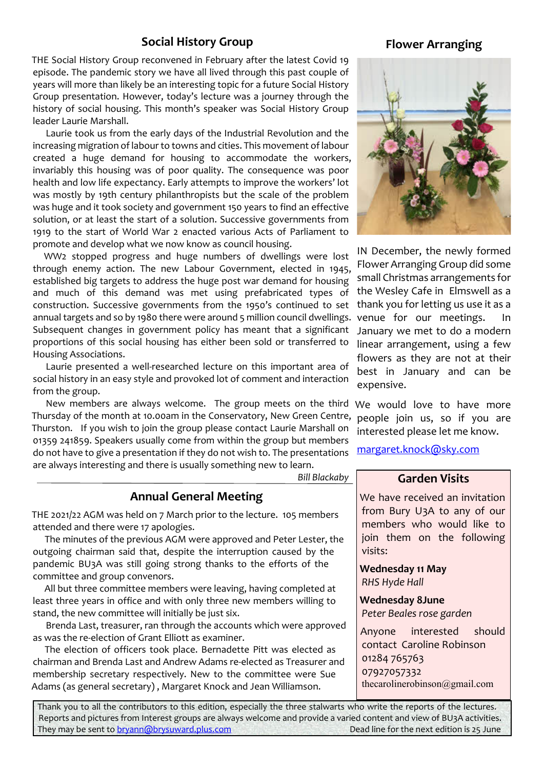## Social History Group

THE Social History Group reconvened in February after the latest Covid 19 episode. The pandemic story we have all lived through this past couple of years will more than likely be an interesting topic for a future Social History Group presentation. However, today's lecture was a journey through the history of social housing. This month's speaker was Social History Group leader Laurie Marshall.

Laurie took us from the early days of the Industrial Revolution and the increasing migration of labour to towns and cities. This movement of labour created a huge demand for housing to accommodate the workers, invariably this housing was of poor quality. The consequence was poor health and low life expectancy. Early attempts to improve the workers' lot was mostly by 19th century philanthropists but the scale of the problem was huge and it took society and government 150 years to find an effective solution, or at least the start of a solution. Successive governments from 1919 to the start of World War 2 enacted various Acts of Parliament to promote and develop what we now know as council housing.

WW2 stopped progress and huge numbers of dwellings were lost through enemy action. The new Labour Government, elected in 1945, established big targets to address the huge post war demand for housing and much of this demand was met using prefabricated types of construction. Successive governments from the 1950's continued to set annual targets and so by 1980 there were around 5 million council dwellings. Subsequent changes in government policy has meant that a significant proportions of this social housing has either been sold or transferred to Housing Associations.

Laurie presented a well-researched lecture on this important area of social history in an easy style and provoked lot of comment and interaction from the group.

New members are always welcome. The group meets on the third Thursday of the month at 10.00am in the Conservatory, New Green Centre, Thurston. If you wish to join the group please contact Laurie Marshall on 01359 241859. Speakers usually come from within the group but members do not have to give a presentation if they do not wish to. The presentations are always interesting and there is usually something new to learn.

*Bill Blackaby*

## Annual General Meeting

THE 2021/22 AGM was held on 7 March prior to the lecture. 105 members attended and there were 17 apologies.

The minutes of the previous AGM were approved and Peter Lester, the outgoing chairman said that, despite the interruption caused by the pandemic BU3A was still going strong thanks to the efforts of the committee and group convenors.

All but three committee members were leaving, having completed at least three years in office and with only three new members willing to stand, the new committee will initially be just six.

Brenda Last, treasurer, ran through the accounts which were approved as was the re-election of Grant Elliott as examiner.

The election of officers took place. Bernadette Pitt was elected as chairman and Brenda Last and Andrew Adams re-elected as Treasurer and membership secretary respectively. New to the committee were Sue Adams (as general secretary) , Margaret Knock and Jean Williamson.

## Flower Arranging

IN December, the newly formed Flower Arranging Group did some small Christmas arrangements for the Wesley Cafe in Elmswell as a thank you for letting us use it as a venue for our meetings. In January we met to do a modern linear arrangement, using a few flowers as they are not at their best in January and can be expensive.

We would love to have more people join us, so if you are interested please let me know.

margaret.knock@sky.com

## Garden Visits

We have received an invitation from Bury U3A to any of our members who would like to join them on the following visits:

**Wednesday 11 May**
*RHS Hyde Hall*

**Wednesday 8June**
*Peter Beales rose garden*

Anyone interested should contact Caroline Robinson
01284 765763
07927057332
thecarolinerobinson@gmail.com

Thank you to all the contributors to this edition, especially the three stalwarts who write the reports of the lectures. Reports and pictures from Interest groups are always welcome and provide a varied content and view of BU3A activities. They may be sent to bryann@brysuward.plus.com

Dead line for the next edition is 25 June